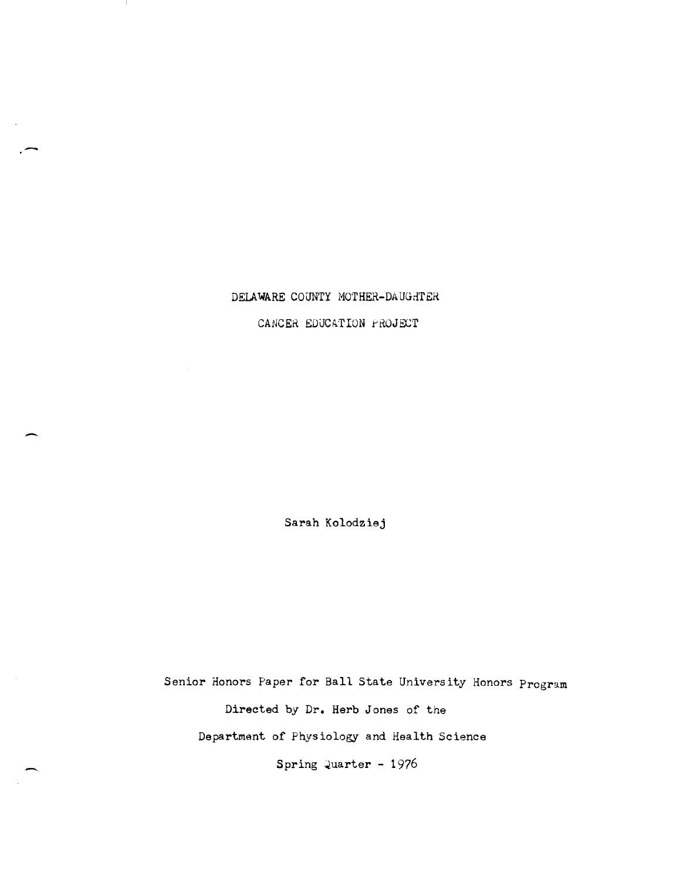# DELAWARE COUNTY MOTHER-DAUGHTER CANCER EDUCATION PROJECT

Sarah Kolodziej

Senior Honors Paper for Ball State University Honors Program

Directed by Dr. Herb Jones of the

Department of Physiology and Health Science

Spring Quarter - 1976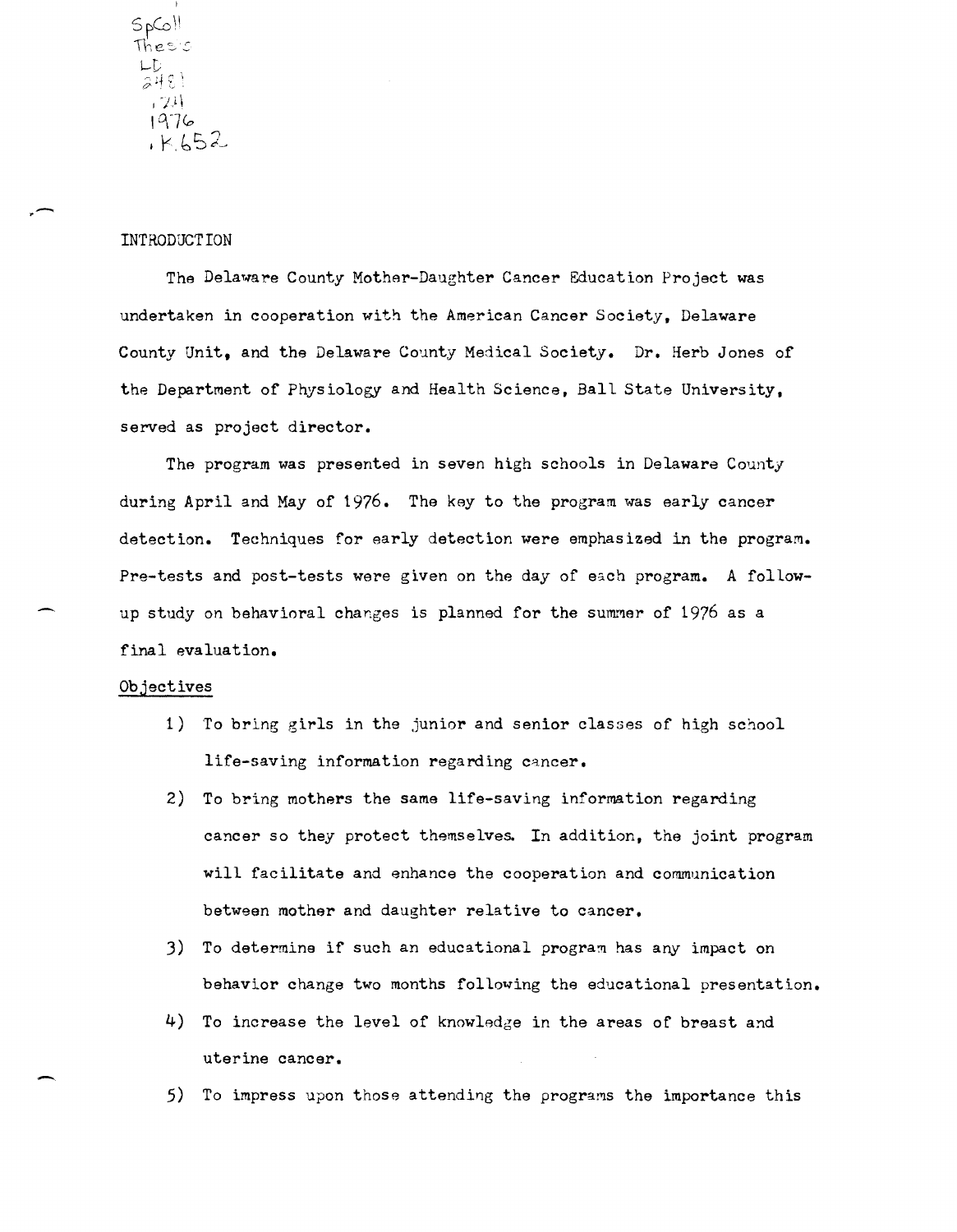SpColl
Thesis
LD
2489
.Z4
1976
.K652

## INTRODUCTION

The Delaware County Mother-Daughter Cancer Education Project was undertaken in cooperation with the American Cancer Society, Delaware County Unit, and the Delaware County Medical Society. Dr. Herb Jones of the Department of Physiology and Health Science, Ball State University, served as project director.

The program was presented in seven high schools in Delaware County during April and May of 1976. The key to the program was early cancer detection. Techniques for early detection were emphasized in the program. Pre-tests and post-tests were given on the day of each program. A follow-up study on behavioral changes is planned for the summer of 1976 as a final evaluation.

### Objectives

1) To bring girls in the junior and senior classes of high school life-saving information regarding cancer.
2) To bring mothers the same life-saving information regarding cancer so they protect themselves. In addition, the joint program will facilitate and enhance the cooperation and communication between mother and daughter relative to cancer.
3) To determine if such an educational program has any impact on behavior change two months following the educational presentation.
4) To increase the level of knowledge in the areas of breast and uterine cancer.
5) To impress upon those attending the programs the importance this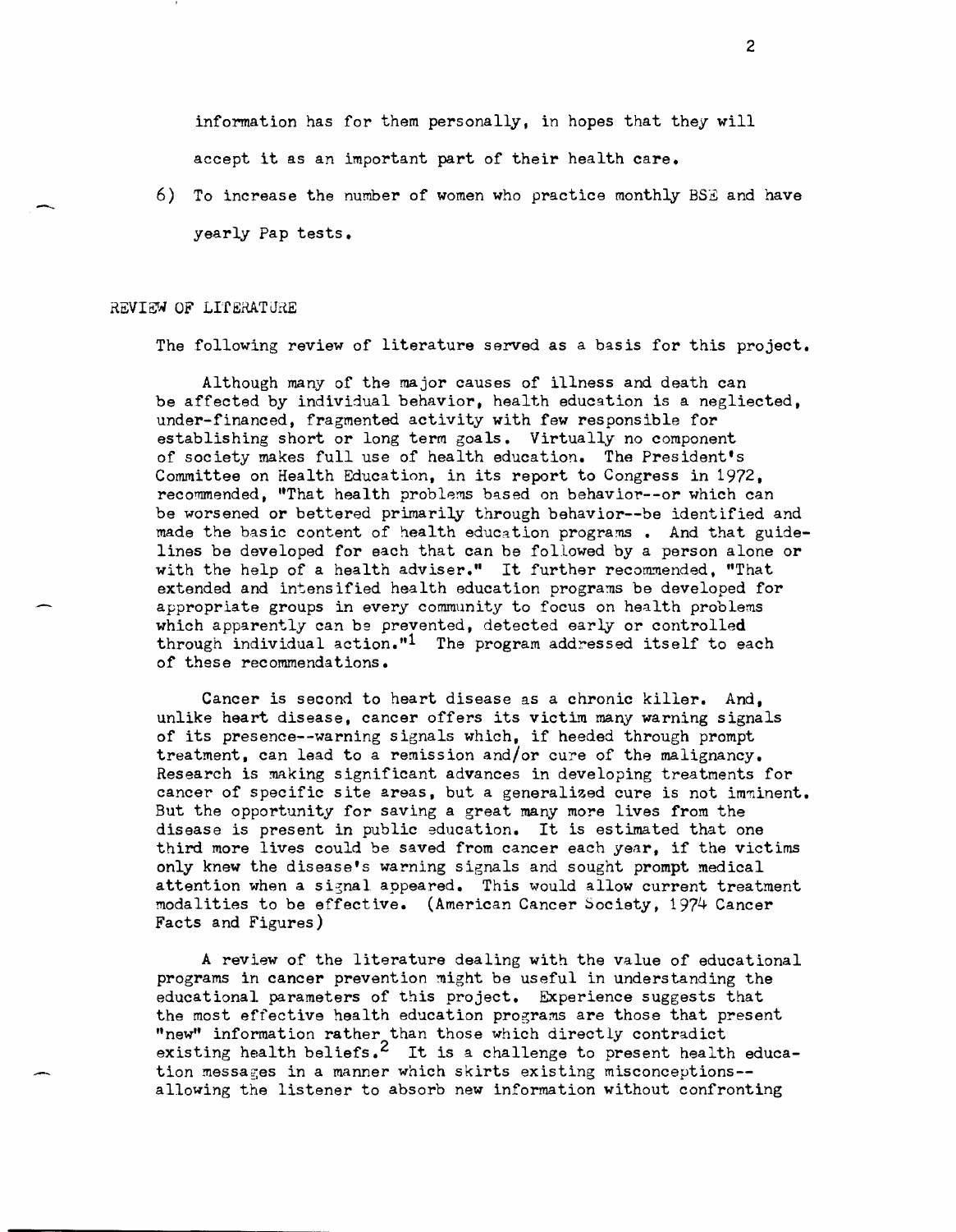information has for them personally, in hopes that they will accept it as an important part of their health care.

6) To increase the number of women who practice monthly BSE and have yearly Pap tests.

## REVIEW OF LITERATURE

The following review of literature served as a basis for this project.

Although many of the major causes of illness and death can be affected by individual behavior, health education is a negliected, under-financed, fragmented activity with few responsible for establishing short or long term goals. Virtually no component of society makes full use of health education. The President's Committee on Health Education, in its report to Congress in 1972, recommended, "That health problems based on behavior--or which can be worsened or bettered primarily through behavior--be identified and made the basic content of health education programs . And that guidelines be developed for each that can be followed by a person alone or with the help of a health adviser." It further recommended, "That extended and intensified health education programs be developed for appropriate groups in every community to focus on health problems which apparently can be prevented, detected early or controlled through individual action."[1] The program addressed itself to each of these recommendations.

Cancer is second to heart disease as a chronic killer. And, unlike heart disease, cancer offers its victim many warning signals of its presence--warning signals which, if heeded through prompt treatment, can lead to a remission and/or cure of the malignancy. Research is making significant advances in developing treatments for cancer of specific site areas, but a generalized cure is not imminent. But the opportunity for saving a great many more lives from the disease is present in public education. It is estimated that one third more lives could be saved from cancer each year, if the victims only knew the disease's warning signals and sought prompt medical attention when a signal appeared. This would allow current treatment modalities to be effective. (American Cancer Society, 1974 Cancer Facts and Figures)

A review of the literature dealing with the value of educational programs in cancer prevention might be useful in understanding the educational parameters of this project. Experience suggests that the most effective health education programs are those that present "new" information rather than those which directly contradict existing health beliefs.[2] It is a challenge to present health education messages in a manner which skirts existing misconceptions--allowing the listener to absorb new information without confronting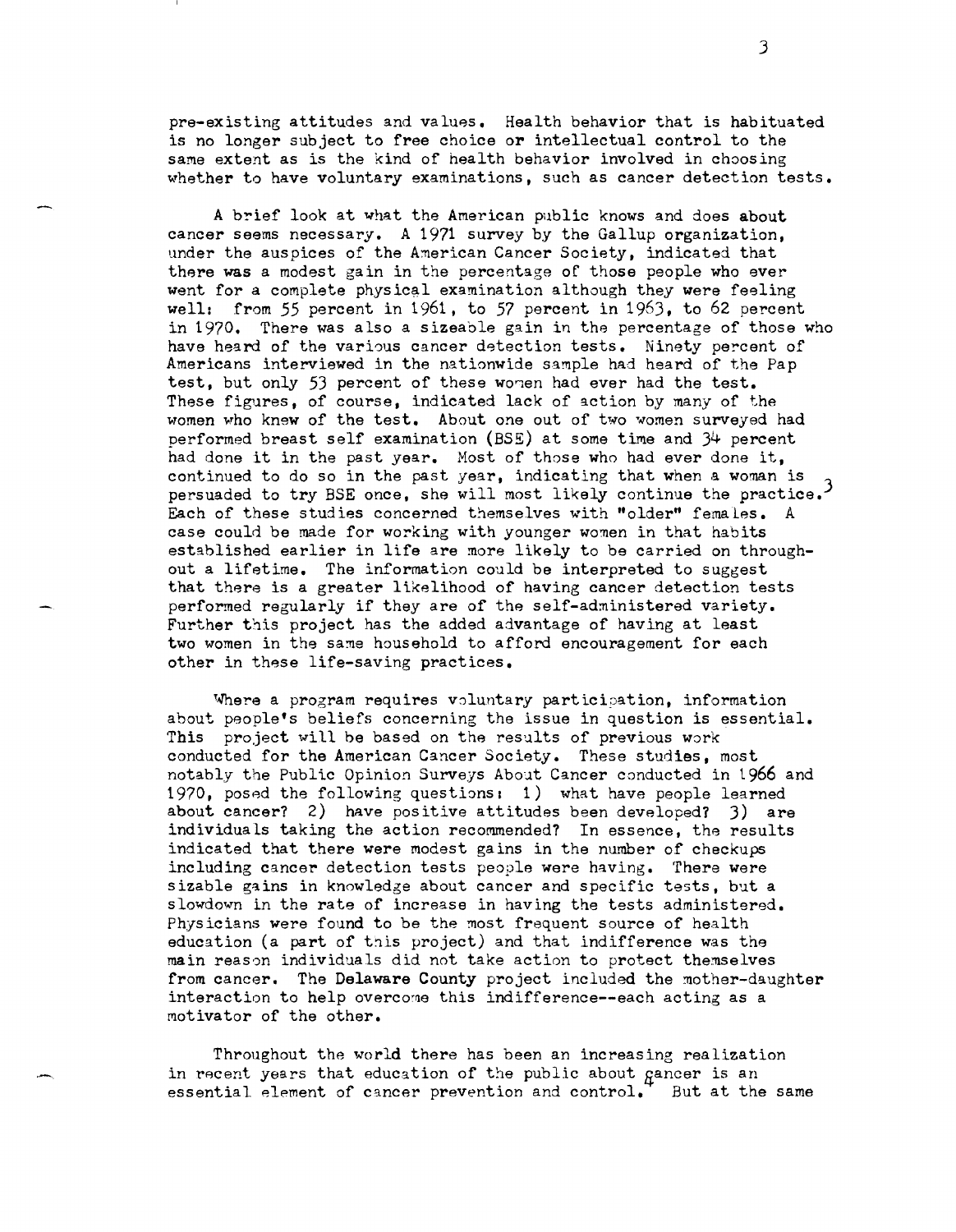pre-existing attitudes and values. Health behavior that is habituated is no longer subject to free choice or intellectual control to the same extent as is the kind of health behavior involved in choosing whether to have voluntary examinations, such as cancer detection tests.

A brief look at what the American public knows and does about cancer seems necessary. A 1971 survey by the Gallup organization, under the auspices of the American Cancer Society, indicated that there was a modest gain in the percentage of those people who ever went for a complete physical examination although they were feeling well: from 55 percent in 1961, to 57 percent in 1963, to 62 percent in 1970. There was also a sizeable gain in the percentage of those who have heard of the various cancer detection tests. Ninety percent of Americans interviewed in the nationwide sample had heard of the Pap test, but only 53 percent of these women had ever had the test. These figures, of course, indicated lack of action by many of the women who knew of the test. About one out of two women surveyed had performed breast self examination (BSE) at some time and 34 percent had done it in the past year. Most of those who had ever done it, continued to do so in the past year, indicating that when a woman is persuaded to try BSE once, she will most likely continue the practice.[3] Each of these studies concerned themselves with "older" females. A case could be made for working with younger women in that habits established earlier in life are more likely to be carried on throughout a lifetime. The information could be interpreted to suggest that there is a greater likelihood of having cancer detection tests performed regularly if they are of the self-administered variety. Further this project has the added advantage of having at least two women in the same household to afford encouragement for each other in these life-saving practices.

Where a program requires voluntary participation, information about people's beliefs concerning the issue in question is essential. This project will be based on the results of previous work conducted for the American Cancer Society. These studies, most notably the Public Opinion Surveys About Cancer conducted in 1966 and 1970, posed the following questions: 1) what have people learned about cancer? 2) have positive attitudes been developed? 3) are individuals taking the action recommended? In essence, the results indicated that there were modest gains in the number of checkups including cancer detection tests people were having. There were sizable gains in knowledge about cancer and specific tests, but a slowdown in the rate of increase in having the tests administered. Physicians were found to be the most frequent source of health education (a part of this project) and that indifference was the main reason individuals did not take action to protect themselves from cancer. The Delaware County project included the mother-daughter interaction to help overcome this indifference--each acting as a motivator of the other.

Throughout the world there has been an increasing realization in recent years that education of the public about cancer is an essential element of cancer prevention and control.[4] But at the same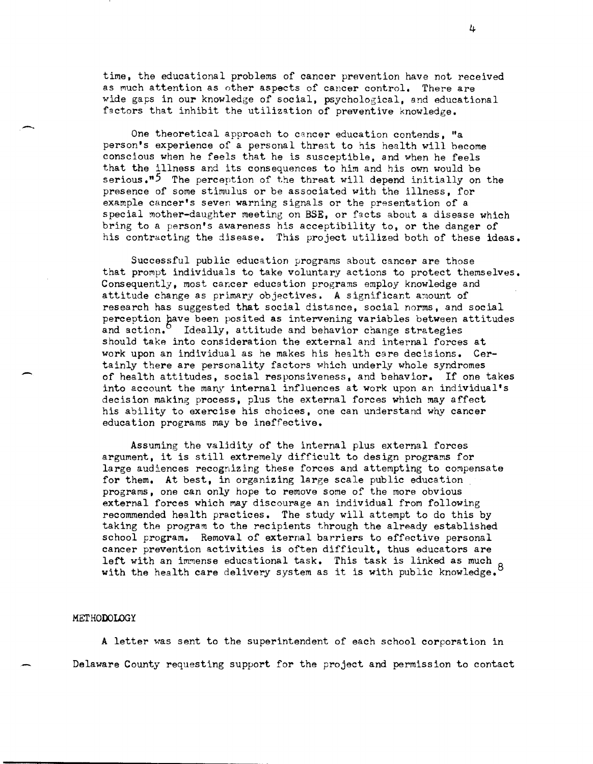time, the educational problems of cancer prevention have not received as much attention as other aspects of cancer control. There are wide gaps in our knowledge of social, psychological, and educational factors that inhibit the utilization of preventive knowledge.

One theoretical approach to cancer education contends, "a person's experience of a personal threat to his health will become conscious when he feels that he is susceptible, and when he feels that the illness and its consequences to him and his own would be serious."[5] The perception of the threat will depend initially on the presence of some stimulus or be associated with the illness, for example cancer's seven warning signals or the presentation of a special mother-daughter meeting on BSE, or facts about a disease which bring to a person's awareness his acceptibility to, or the danger of his contracting the disease. This project utilized both of these ideas.

Successful public education programs about cancer are those that prompt individuals to take voluntary actions to protect themselves. Consequently, most cancer education programs employ knowledge and attitude change as primary objectives. A significant amount of research has suggested that social distance, social norms, and social perception have been posited as intervening variables between attitudes and action.[6] Ideally, attitude and behavior change strategies should take into consideration the external and internal forces at work upon an individual as he makes his health care decisions. Certainly there are personality factors which underly whole syndromes of health attitudes, social responsiveness, and behavior. If one takes into account the many internal influences at work upon an individual's decision making process, plus the external forces which may affect his ability to exercise his choices, one can understand why cancer education programs may be ineffective.

Assuming the validity of the internal plus external forces argument, it is still extremely difficult to design programs for large audiences recognizing these forces and attempting to compensate for them. At best, in organizing large scale public education programs, one can only hope to remove some of the more obvious external forces which may discourage an individual from following recommended health practices. The study will attempt to do this by taking the program to the recipients through the already established school program. Removal of external barriers to effective personal cancer prevention activities is often difficult, thus educators are left with an immense educational task. This task is linked as much with the health care delivery system as it is with public knowledge.[8]

## METHODOLOGY

A letter was sent to the superintendent of each school corporation in Delaware County requesting support for the project and permission to contact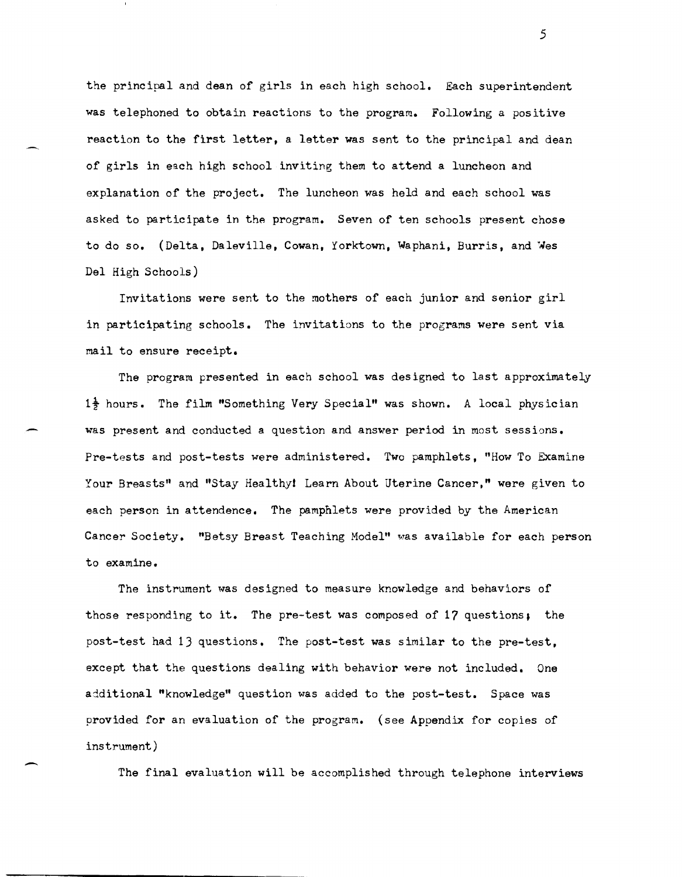the principal and dean of girls in each high school. Each superintendent was telephoned to obtain reactions to the program. Following a positive reaction to the first letter, a letter was sent to the principal and dean of girls in each high school inviting them to attend a luncheon and explanation of the project. The luncheon was held and each school was asked to participate in the program. Seven of ten schools present chose to do so. (Delta, Daleville, Cowan, Yorktown, Waphani, Burris, and Wes Del High Schools)

Invitations were sent to the mothers of each junior and senior girl in participating schools. The invitations to the programs were sent via mail to ensure receipt.

The program presented in each school was designed to last approximately 1½ hours. The film "Something Very Special" was shown. A local physician was present and conducted a question and answer period in most sessions. Pre-tests and post-tests were administered. Two pamphlets, "How To Examine Your Breasts" and "Stay Healthy! Learn About Uterine Cancer," were given to each person in attendence. The pamphlets were provided by the American Cancer Society. "Betsy Breast Teaching Model" was available for each person to examine.

The instrument was designed to measure knowledge and behaviors of those responding to it. The pre-test was composed of 17 questions; the post-test had 13 questions. The post-test was similar to the pre-test, except that the questions dealing with behavior were not included. One additional "knowledge" question was added to the post-test. Space was provided for an evaluation of the program. (see Appendix for copies of instrument)

The final evaluation will be accomplished through telephone interviews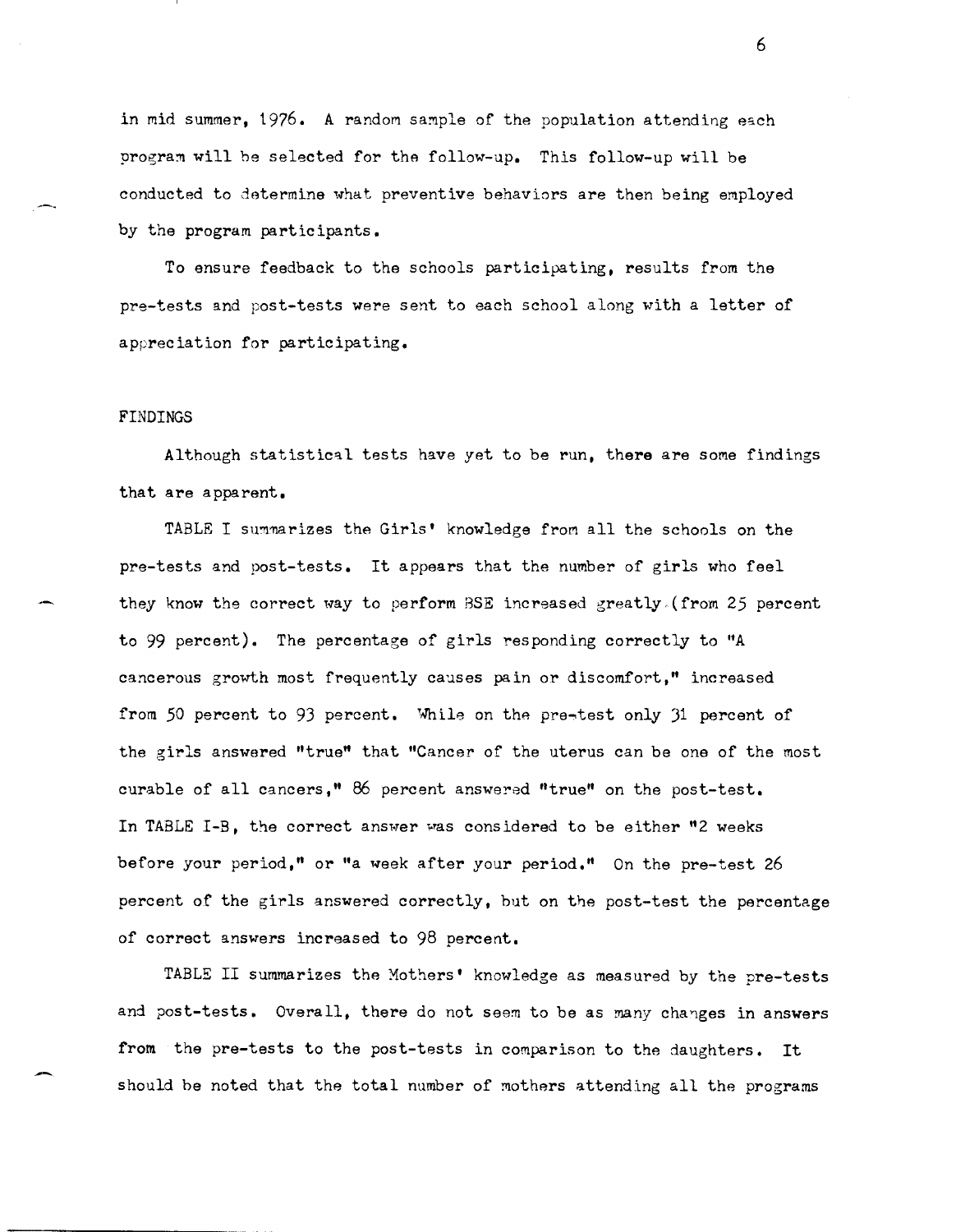in mid summer, 1976. A random sample of the population attending each program will be selected for the follow-up. This follow-up will be conducted to determine what preventive behaviors are then being employed by the program participants.

To ensure feedback to the schools participating, results from the pre-tests and post-tests were sent to each school along with a letter of appreciation for participating.

## FINDINGS

Although statistical tests have yet to be run, there are some findings that are apparent.

TABLE I summarizes the Girls' knowledge from all the schools on the pre-tests and post-tests. It appears that the number of girls who feel they know the correct way to perform BSE increased greatly (from 25 percent to 99 percent). The percentage of girls responding correctly to "A cancerous growth most frequently causes pain or discomfort," increased from 50 percent to 93 percent. While on the pre-test only 31 percent of the girls answered "true" that "Cancer of the uterus can be one of the most curable of all cancers," 86 percent answered "true" on the post-test. In TABLE I-B, the correct answer was considered to be either "2 weeks before your period," or "a week after your period." On the pre-test 26 percent of the girls answered correctly, but on the post-test the percentage of correct answers increased to 98 percent.

TABLE II summarizes the Mothers' knowledge as measured by the pre-tests and post-tests. Overall, there do not seem to be as many changes in answers from the pre-tests to the post-tests in comparison to the daughters. It should be noted that the total number of mothers attending all the programs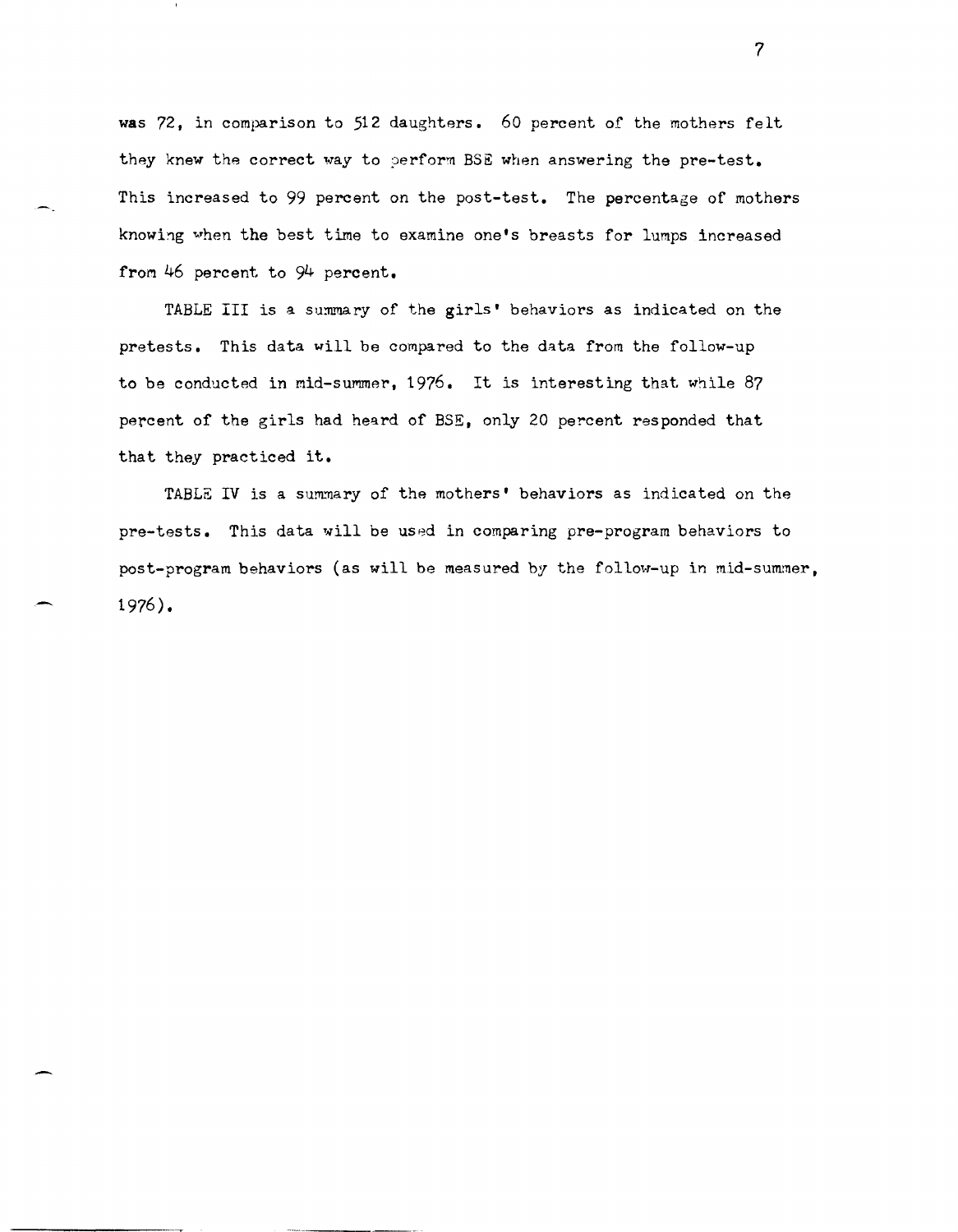was 72, in comparison to 512 daughters. 60 percent of the mothers felt they knew the correct way to perform BSE when answering the pre-test. This increased to 99 percent on the post-test. The percentage of mothers knowing when the best time to examine one's breasts for lumps increased from 46 percent to 94 percent.

TABLE III is a summary of the girls' behaviors as indicated on the pretests. This data will be compared to the data from the follow-up to be conducted in mid-summer, 1976. It is interesting that while 87 percent of the girls had heard of BSE, only 20 percent responded that that they practiced it.

TABLE IV is a summary of the mothers' behaviors as indicated on the pre-tests. This data will be used in comparing pre-program behaviors to post-program behaviors (as will be measured by the follow-up in mid-summer, 1976).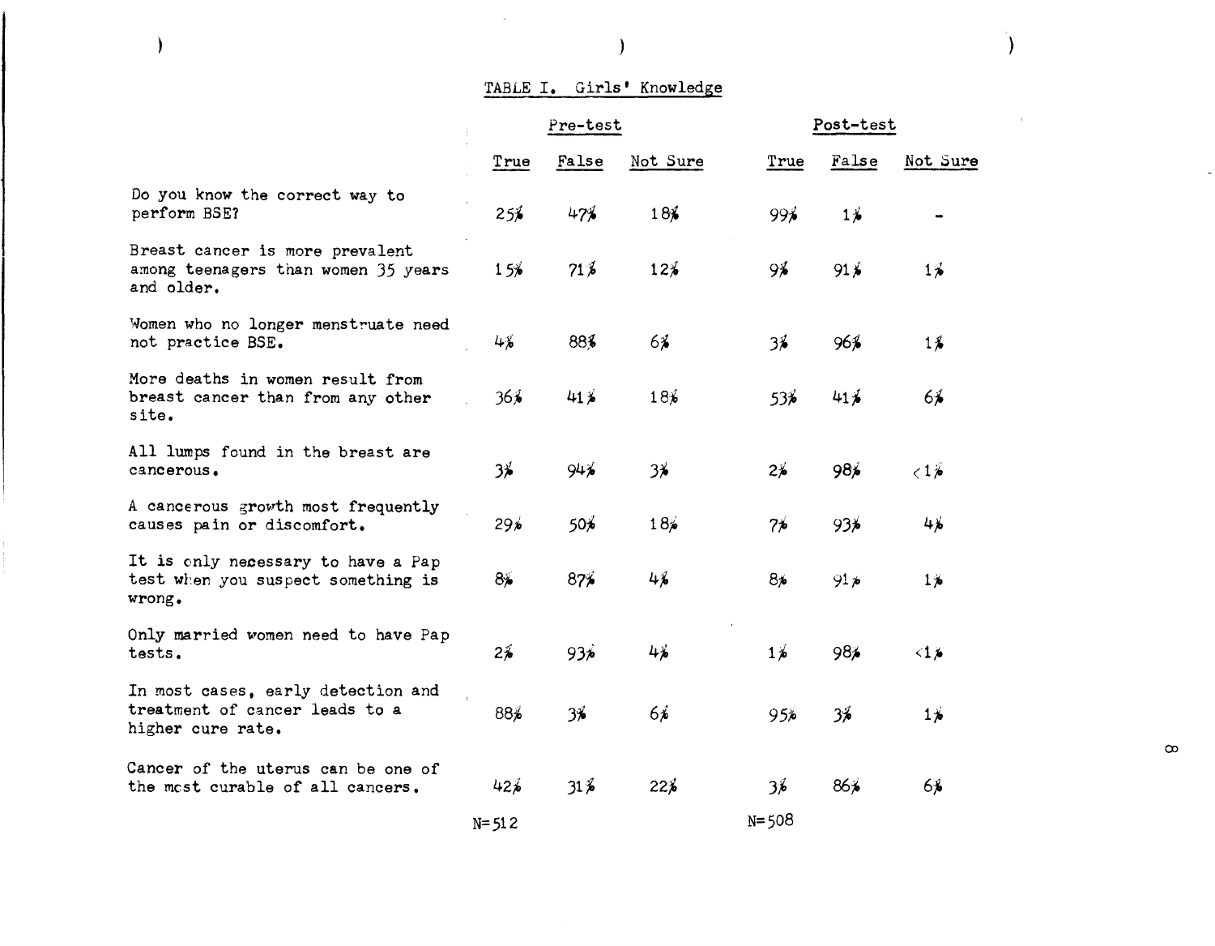TABLE I. Girls' Knowledge

| | Pre-test | | | Post-test | | |
|---|---|---|---|---|---|---|
| | True | False | Not Sure | True | False | Not Sure |
| Do you know the correct way to perform BSE? | 25% | 47% | 18% | 99% | 1% | - |
| Breast cancer is more prevalent among teenagers than women 35 years and older. | 15% | 71% | 12% | 9% | 91% | 1% |
| Women who no longer menstruate need not practice BSE. | 4% | 88% | 6% | 3% | 96% | 1% |
| More deaths in women result from breast cancer than from any other site. | 36% | 41% | 18% | 53% | 41% | 6% |
| All lumps found in the breast are cancerous. | 3% | 94% | 3% | 2% | 98% | <1% |
| A cancerous growth most frequently causes pain or discomfort. | 29% | 50% | 18% | 7% | 93% | 4% |
| It is only necessary to have a Pap test when you suspect something is wrong. | 8% | 87% | 4% | 8% | 91% | 1% |
| Only married women need to have Pap tests. | 2% | 93% | 4% | 1% | 98% | <1% |
| In most cases, early detection and treatment of cancer leads to a higher cure rate. | 88% | 3% | 6% | 95% | 3% | 1% |
| Cancer of the uterus can be one of the most curable of all cancers. | 42% | 31% | 22% | 3% | 86% | 6% |
| | N=512 | | | N=508 | | |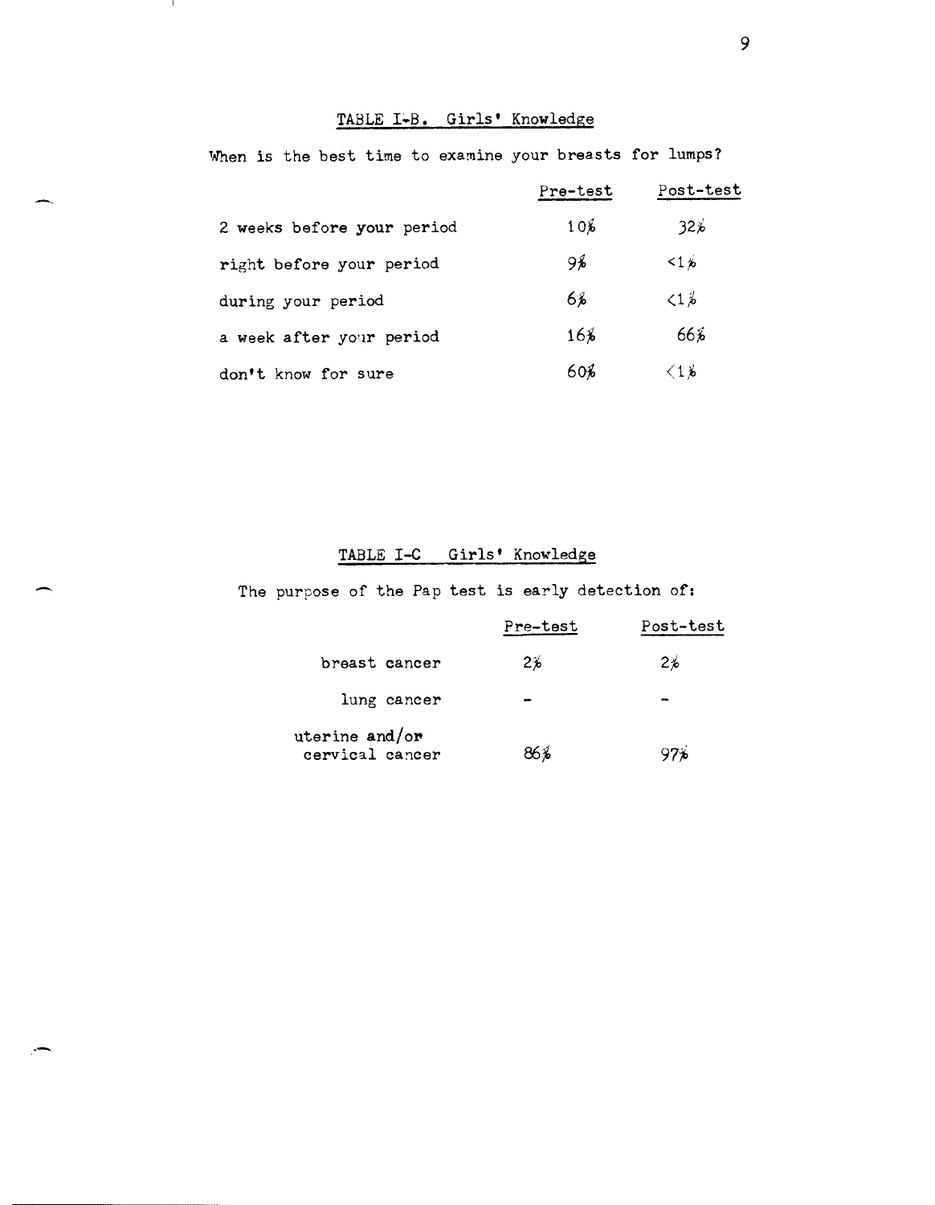TABLE I-B. Girls' Knowledge

When is the best time to examine your breasts for lumps?

| | Pre-test | Post-test |
|---|---|---|
| 2 weeks before your period | 10% | 32% |
| right before your period | 9% | <1% |
| during your period | 6% | <1% |
| a week after your period | 16% | 66% |
| don't know for sure | 60% | <1% |

TABLE I-C Girls' Knowledge

The purpose of the Pap test is early detection of:

| | Pre-test | Post-test |
|---|---|---|
| breast cancer | 2% | 2% |
| lung cancer | - | - |
| uterine and/or cervical cancer | 86% | 97% |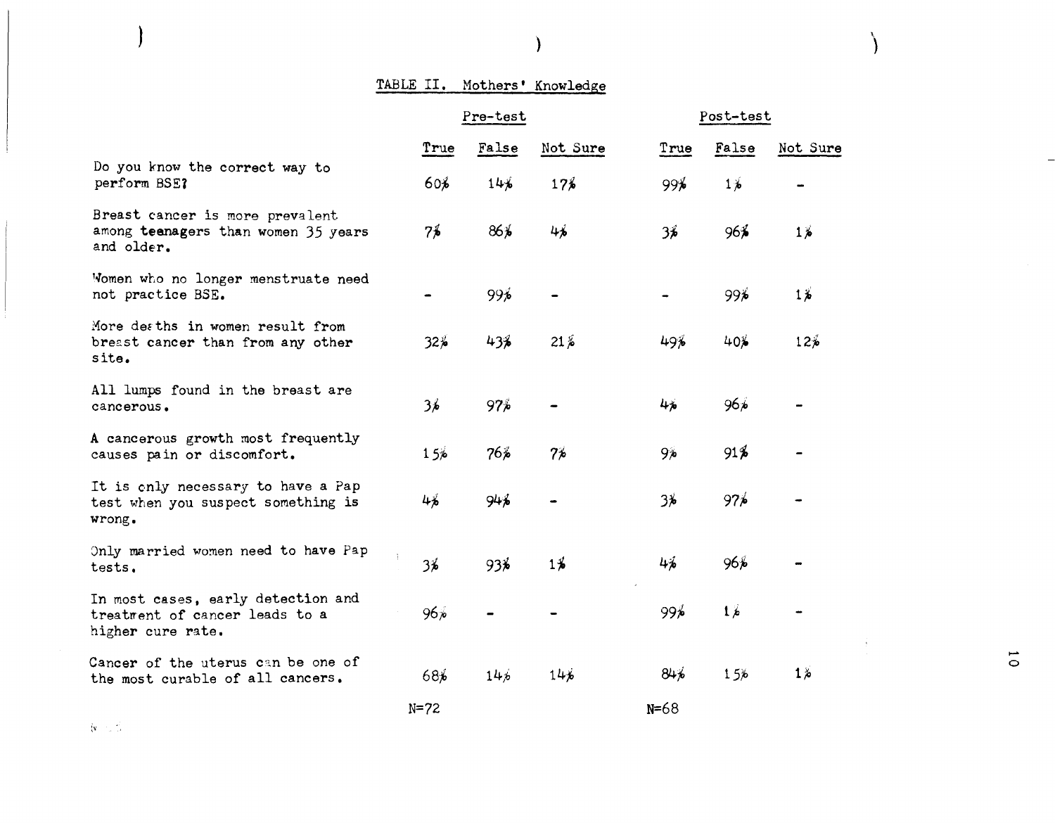TABLE II. Mothers' Knowledge

| | Pre-test | | | Post-test | | |
|---|---|---|---|---|---|---|
| | True | False | Not Sure | True | False | Not Sure |
| Do you know the correct way to perform BSE? | 60% | 14% | 17% | 99% | 1% | - |
| Breast cancer is more prevalent among teenagers than women 35 years and older. | 7% | 86% | 4% | 3% | 96% | 1% |
| Women who no longer menstruate need not practice BSE. | - | 99% | - | - | 99% | 1% |
| More deaths in women result from breast cancer than from any other site. | 32% | 43% | 21% | 49% | 40% | 12% |
| All lumps found in the breast are cancerous. | 3% | 97% | - | 4% | 96% | - |
| A cancerous growth most frequently causes pain or discomfort. | 15% | 76% | 7% | 9% | 91% | - |
| It is only necessary to have a Pap test when you suspect something is wrong. | 4% | 94% | - | 3% | 97% | - |
| Only married women need to have Pap tests. | 3% | 93% | 1% | 4% | 96% | - |
| In most cases, early detection and treatment of cancer leads to a higher cure rate. | 96% | - | - | 99% | 1% | - |
| Cancer of the uterus can be one of the most curable of all cancers. | 68% | 14% | 14% | 84% | 15% | 1% |
| | N=72 | | | N=68 | | |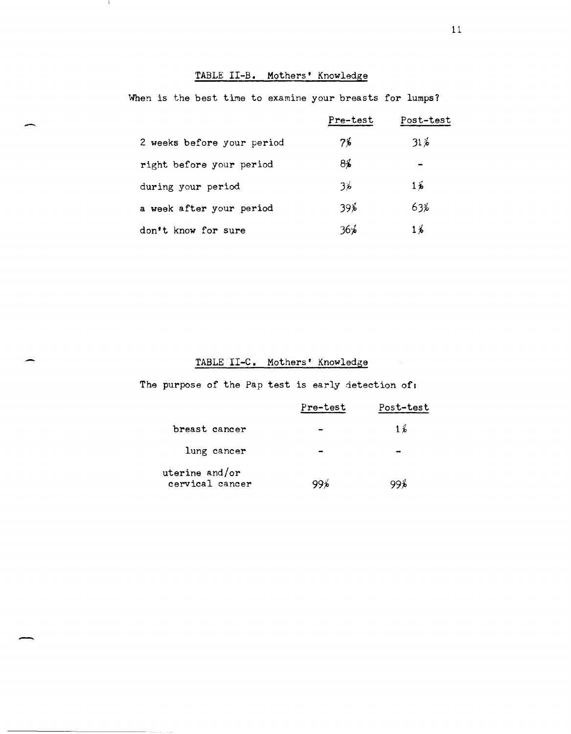## TABLE II-B. Mothers' Knowledge

When is the best time to examine your breasts for lumps?

| | Pre-test | Post-test |
|---|---|---|
| 2 weeks before your period | 7% | 31% |
| right before your period | 8% | - |
| during your period | 3% | 1% |
| a week after your period | 39% | 63% |
| don't know for sure | 36% | 1% |

## TABLE II-C. Mothers' Knowledge

The purpose of the Pap test is early detection of:

| | Pre-test | Post-test |
|---|---|---|
| breast cancer | - | 1% |
| lung cancer | - | - |
| uterine and/or cervical cancer | 99% | 99% |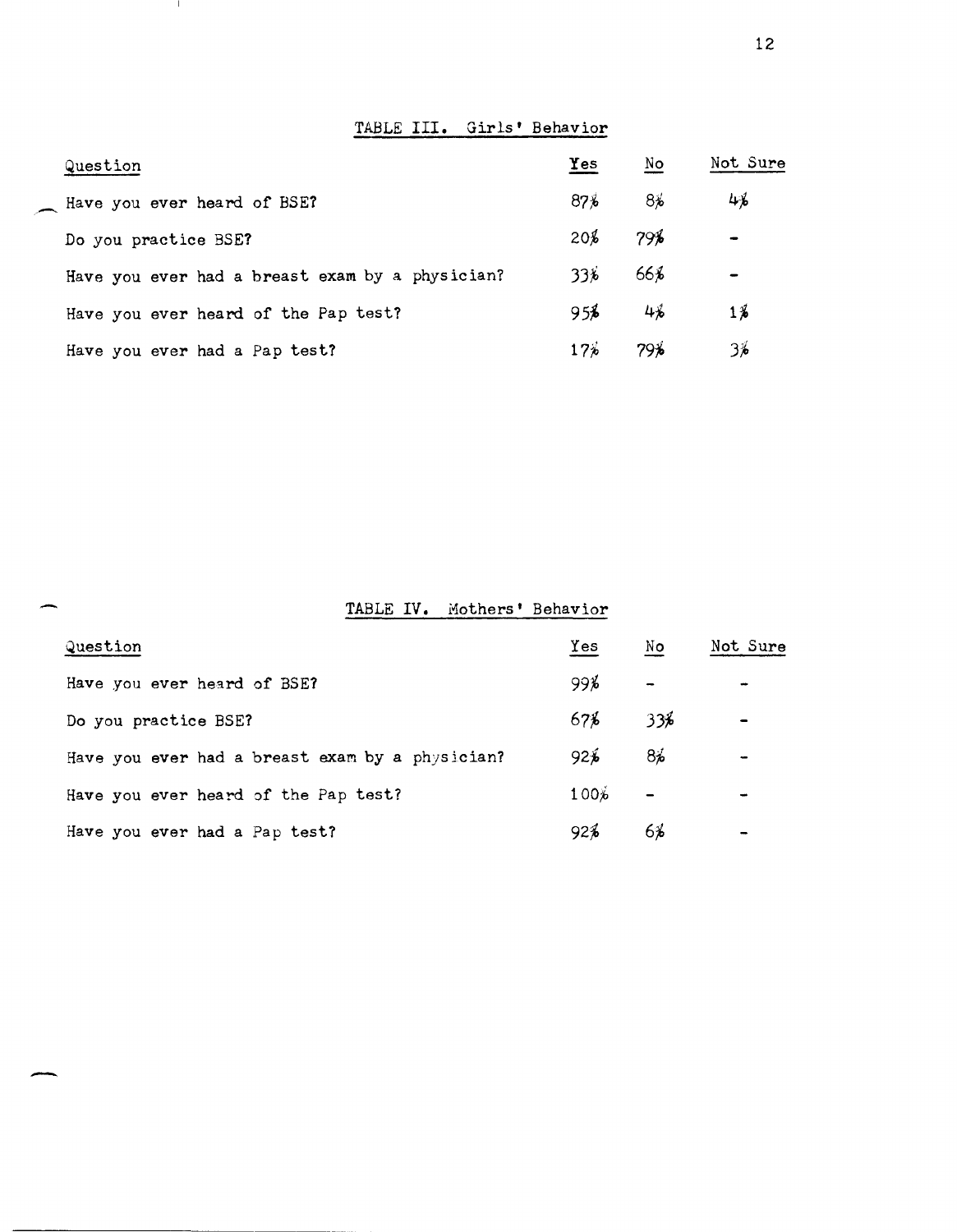TABLE III. Girls' Behavior

| Question | Yes | No | Not Sure |
|---|---|---|---|
| Have you ever heard of BSE? | 87% | 8% | 4% |
| Do you practice BSE? | 20% | 79% | - |
| Have you ever had a breast exam by a physician? | 33% | 66% | - |
| Have you ever heard of the Pap test? | 95% | 4% | 1% |
| Have you ever had a Pap test? | 17% | 79% | 3% |

TABLE IV. Mothers' Behavior

| Question | Yes | No | Not Sure |
|---|---|---|---|
| Have you ever heard of BSE? | 99% | - | - |
| Do you practice BSE? | 67% | 33% | - |
| Have you ever had a breast exam by a physician? | 92% | 8% | - |
| Have you ever heard of the Pap test? | 100% | - | - |
| Have you ever had a Pap test? | 92% | 6% | - |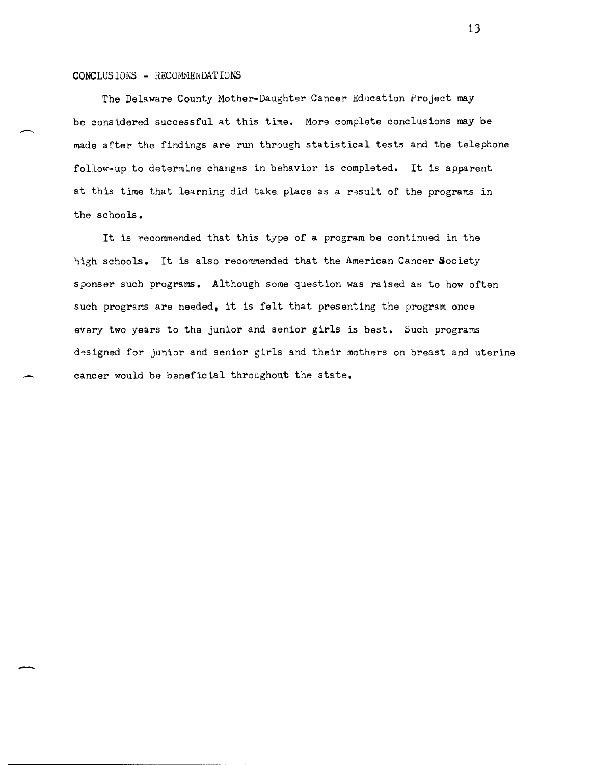## CONCLUSIONS - RECOMMENDATIONS

The Delaware County Mother-Daughter Cancer Education Project may be considered successful at this time. More complete conclusions may be made after the findings are run through statistical tests and the telephone follow-up to determine changes in behavior is completed. It is apparent at this time that learning did take place as a result of the programs in the schools.

It is recommended that this type of a program be continued in the high schools. It is also recommended that the American Cancer Society sponser such programs. Although some question was raised as to how often such programs are needed, it is felt that presenting the program once every two years to the junior and senior girls is best. Such programs designed for junior and senior girls and their mothers on breast and uterine cancer would be beneficial throughout the state.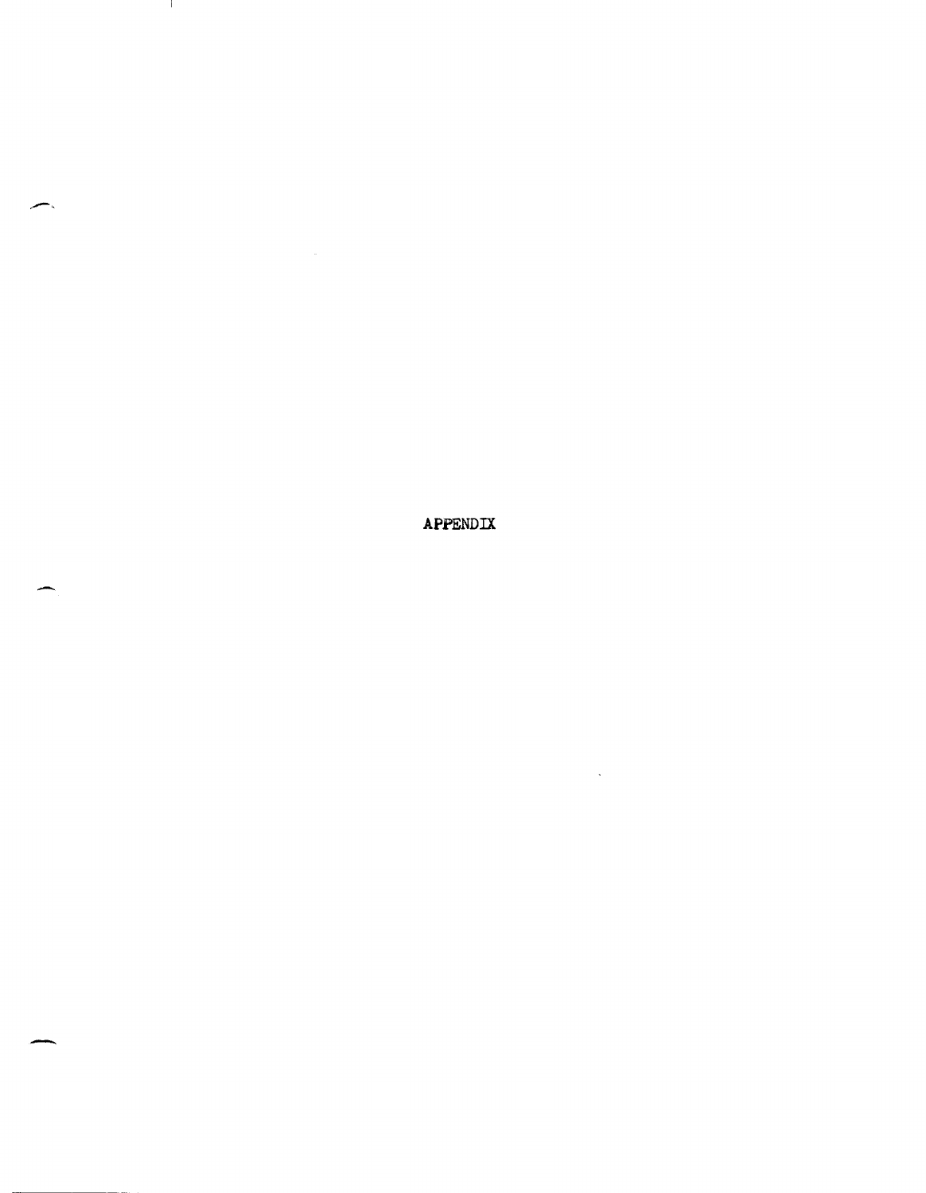# APPENDIX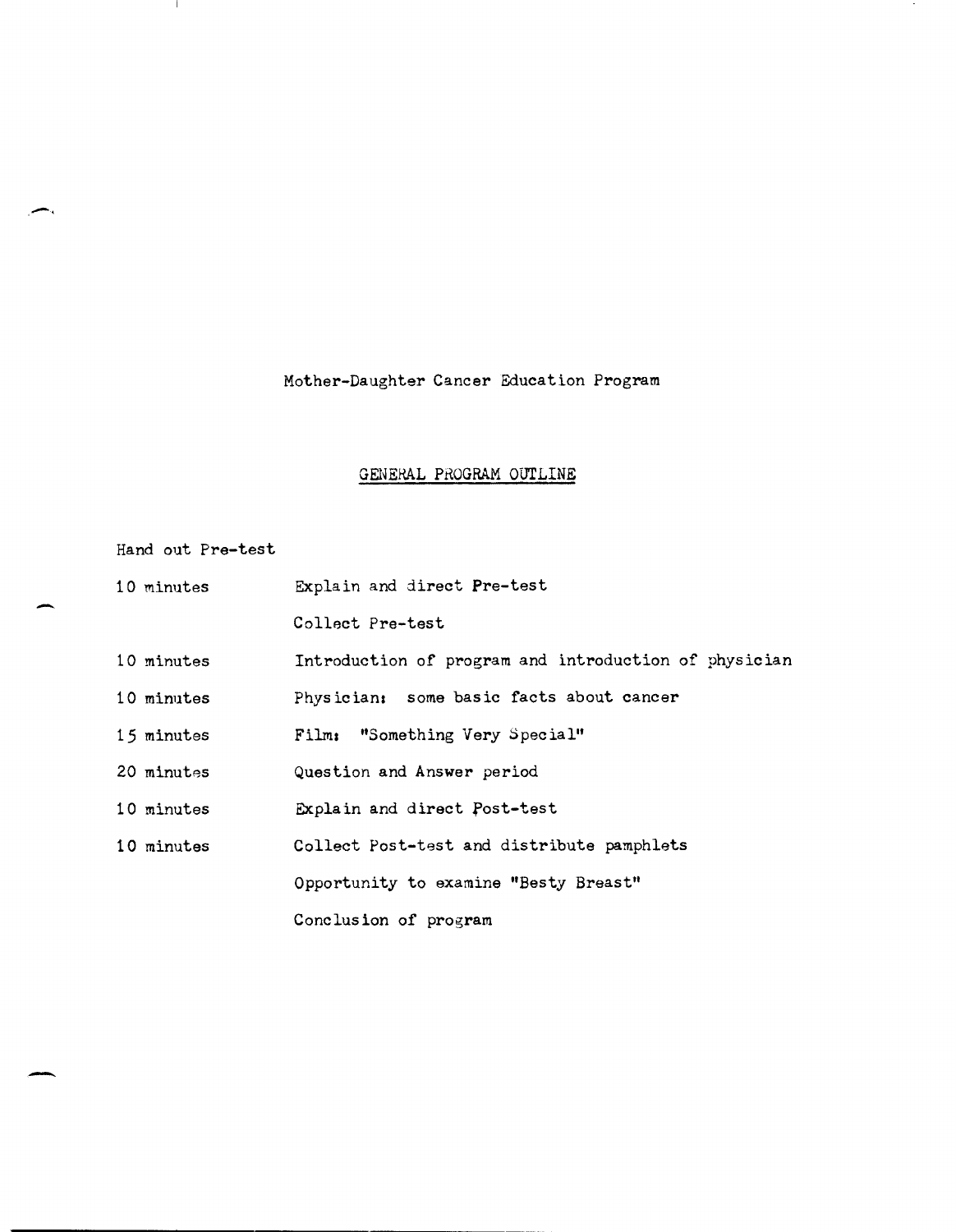# Mother-Daughter Cancer Education Program

## GENERAL PROGRAM OUTLINE

Hand out Pre-test

| | |
|---|---|
| 10 minutes | Explain and direct Pre-test |
| | Collect Pre-test |
| 10 minutes | Introduction of program and introduction of physician |
| 10 minutes | Physician: some basic facts about cancer |
| 15 minutes | Film: "Something Very Special" |
| 20 minutes | Question and Answer period |
| 10 minutes | Explain and direct Post-test |
| 10 minutes | Collect Post-test and distribute pamphlets |
| | Opportunity to examine "Besty Breast" |
| | Conclusion of program |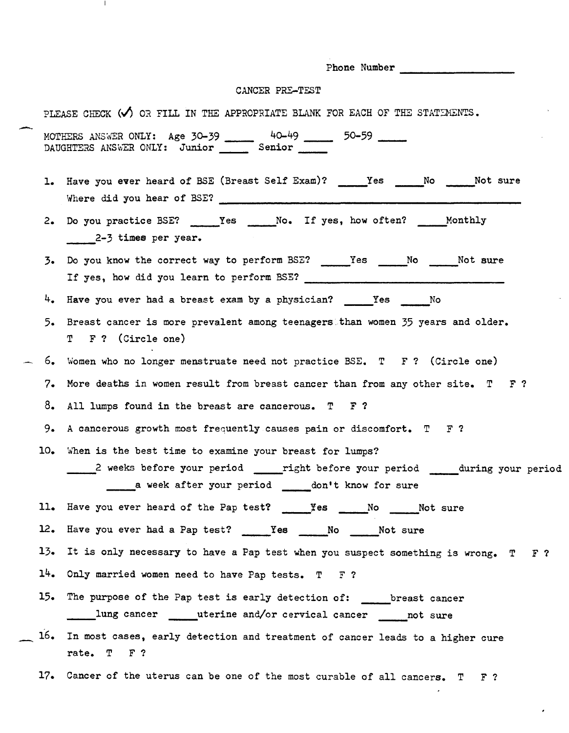Phone Number ________________

# CANCER PRE-TEST

PLEASE CHECK (✓) OR FILL IN THE APPROPRIATE BLANK FOR EACH OF THE STATEMENTS.

MOTHERS ANSWER ONLY: Age 30-39 _____ 40-49 _____ 50-59 _____
DAUGHTERS ANSWER ONLY: Junior _____ Senior _____

1. Have you ever heard of BSE (Breast Self Exam)? _____Yes _____No _____Not sure
   Where did you hear of BSE? ______________________________
2. Do you practice BSE? _____Yes _____No. If yes, how often? _____Monthly
   _____2-3 times per year.
3. Do you know the correct way to perform BSE? _____Yes _____No _____Not sure
   If yes, how did you learn to perform BSE? ______________________________
4. Have you ever had a breast exam by a physician? _____Yes _____No
5. Breast cancer is more prevalent among teenagers than women 35 years and older.
   T F ? (Circle one)
6. Women who no longer menstruate need not practice BSE. T F ? (Circle one)
7. More deaths in women result from breast cancer than from any other site. T F ?
8. All lumps found in the breast are cancerous. T F ?
9. A cancerous growth most frequently causes pain or discomfort. T F ?
10. When is the best time to examine your breast for lumps?
    _____2 weeks before your period _____right before your period _____during your period
    _____a week after your period _____don't know for sure
11. Have you ever heard of the Pap test? _____Yes _____No _____Not sure
12. Have you ever had a Pap test? _____Yes _____No _____Not sure
13. It is only necessary to have a Pap test when you suspect something is wrong. T F ?
14. Only married women need to have Pap tests. T F ?
15. The purpose of the Pap test is early detection of: _____breast cancer
    _____lung cancer _____uterine and/or cervical cancer _____not sure
16. In most cases, early detection and treatment of cancer leads to a higher cure rate. T F ?
17. Cancer of the uterus can be one of the most curable of all cancers. T F ?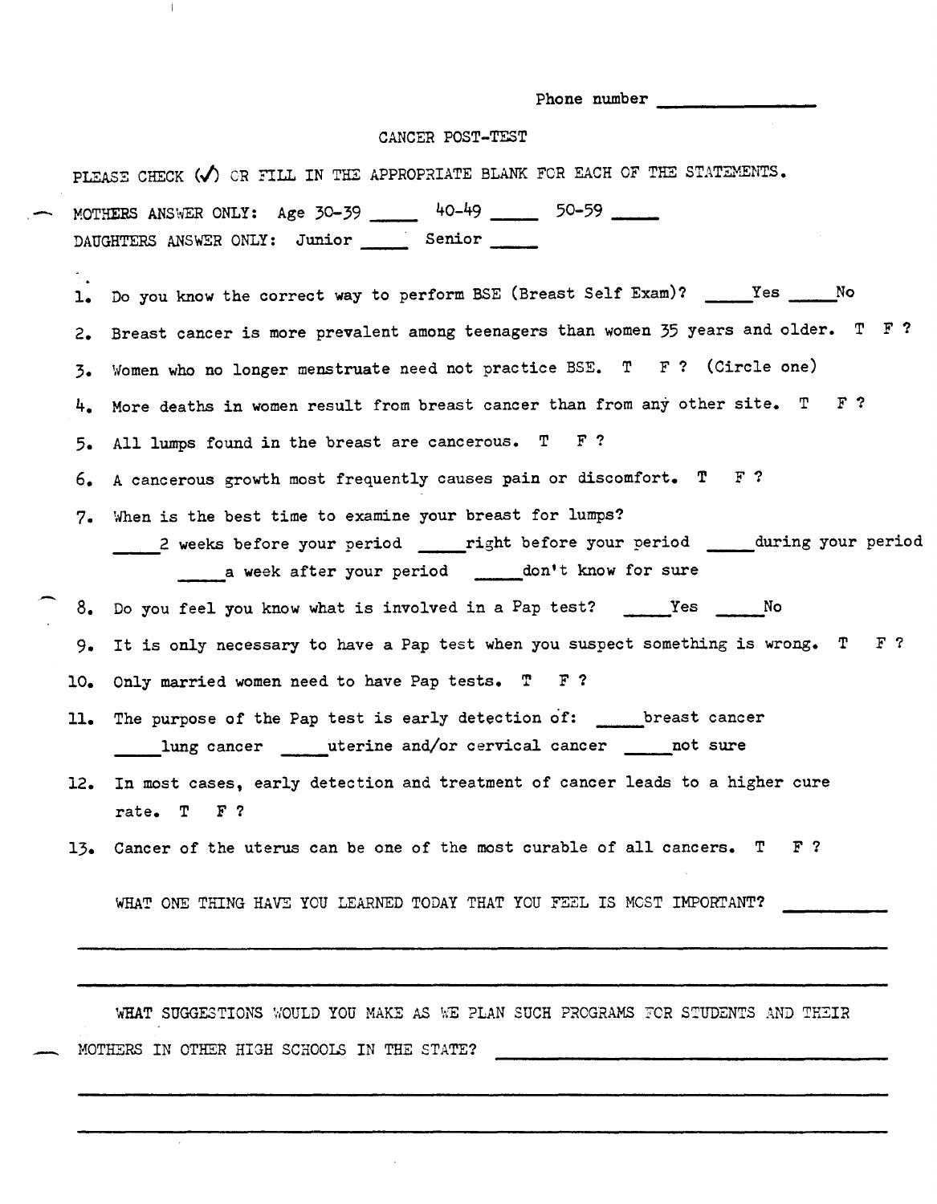Phone number _______________

# CANCER POST-TEST

PLEASE CHECK (✓) OR FILL IN THE APPROPRIATE BLANK FOR EACH OF THE STATEMENTS.

MOTHERS ANSWER ONLY: Age 30-39 _____ 40-49 _____ 50-59 _____

DAUGHTERS ANSWER ONLY: Junior _____ Senior _____

1. Do you know the correct way to perform BSE (Breast Self Exam)? _____Yes _____No
2. Breast cancer is more prevalent among teenagers than women 35 years and older. T F ?
3. Women who no longer menstruate need not practice BSE. T F ? (Circle one)
4. More deaths in women result from breast cancer than from any other site. T F ?
5. All lumps found in the breast are cancerous. T F ?
6. A cancerous growth most frequently causes pain or discomfort. T F ?
7. When is the best time to examine your breast for lumps?
   _____2 weeks before your period _____right before your period _____during your period
   _____a week after your period _____don't know for sure
8. Do you feel you know what is involved in a Pap test? _____Yes _____No
9. It is only necessary to have a Pap test when you suspect something is wrong. T F ?
10. Only married women need to have Pap tests. T F ?
11. The purpose of the Pap test is early detection of: _____breast cancer
    _____lung cancer _____uterine and/or cervical cancer _____not sure
12. In most cases, early detection and treatment of cancer leads to a higher cure rate. T F ?
13. Cancer of the uterus can be one of the most curable of all cancers. T F ?

WHAT ONE THING HAVE YOU LEARNED TODAY THAT YOU FEEL IS MOST IMPORTANT? __________

_______________________________________________

_______________________________________________

WHAT SUGGESTIONS WOULD YOU MAKE AS WE PLAN SUCH PROGRAMS FOR STUDENTS AND THEIR MOTHERS IN OTHER HIGH SCHOOLS IN THE STATE? __________

_______________________________________________

_______________________________________________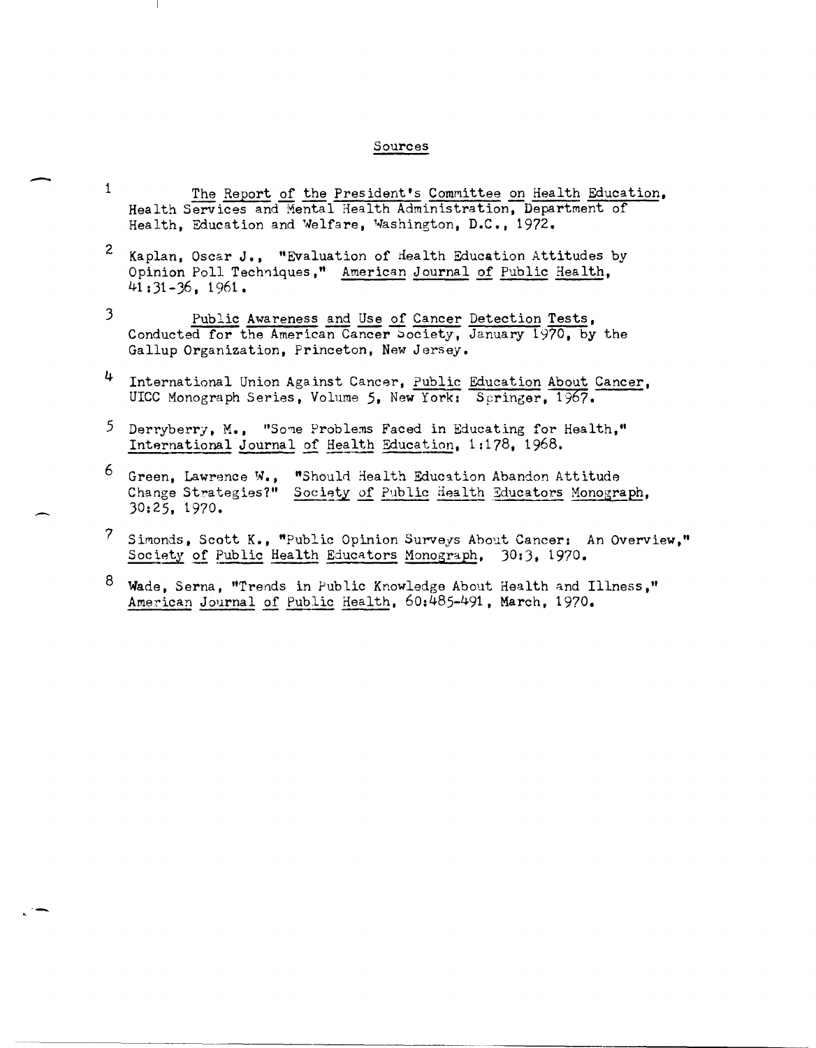## Sources

1. The Report of the President's Committee on Health Education, Health Services and Mental Health Administration, Department of Health, Education and Welfare, Washington, D.C., 1972.

2. Kaplan, Oscar J., "Evaluation of Health Education Attitudes by Opinion Poll Techniques," American Journal of Public Health, 41:31-36, 1961.

3. Public Awareness and Use of Cancer Detection Tests, Conducted for the American Cancer Society, January 1970, by the Gallup Organization, Princeton, New Jersey.

4. International Union Against Cancer, Public Education About Cancer, UICC Monograph Series, Volume 5, New York: Springer, 1967.

5. Derryberry, M., "Some Problems Faced in Educating for Health," International Journal of Health Education, 1:178, 1968.

6. Green, Lawrence W., "Should Health Education Abandon Attitude Change Strategies?" Society of Public Health Educators Monograph, 30:25, 1970.

7. Simonds, Scott K., "Public Opinion Surveys About Cancer: An Overview," Society of Public Health Educators Monograph, 30:3, 1970.

8. Wade, Serna, "Trends in Public Knowledge About Health and Illness," American Journal of Public Health, 60:485-491, March, 1970.